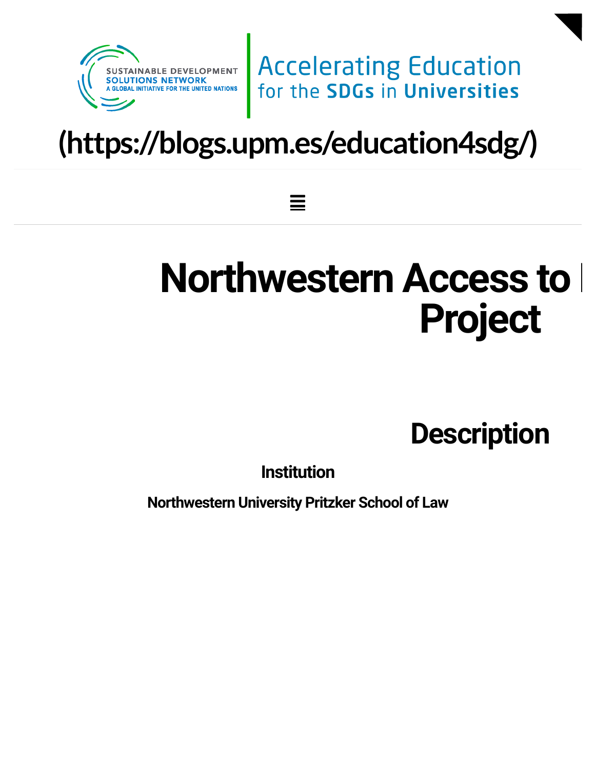Sustainable Development Solutions Network — A Global Initiative for the United Nations | Accelerating Education for the SDGs in Universities

(https://blogs.upm.es/education4sdg/)

# Northwestern Access to Project

## Description

### Institution

Northwestern University Pritzker School of Law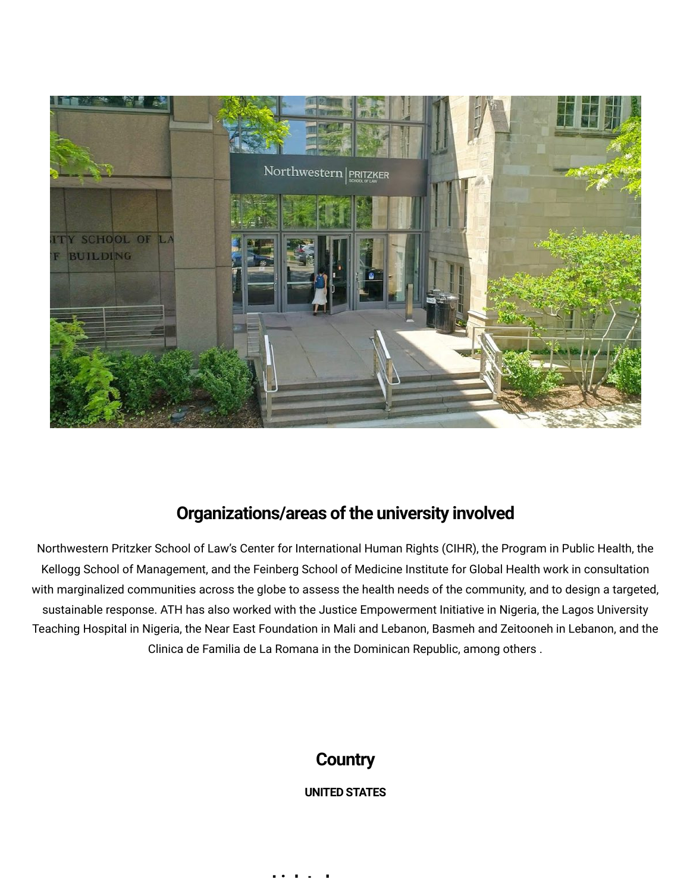## Organizations/areas of the university involved

Northwestern Pritzker School of Law's Center for International Human Rights (CIHR), the Program in Public Health, the Kellogg School of Management, and the Feinberg School of Medicine Institute for Global Health work in consultation with marginalized communities across the globe to assess the health needs of the community, and to design a targeted, sustainable response. ATH has also worked with the Justice Empowerment Initiative in Nigeria, the Lagos University Teaching Hospital in Nigeria, the Near East Foundation in Mali and Lebanon, Basmeh and Zeitooneh in Lebanon, and the Clinica de Familia de La Romana in the Dominican Republic, among others .

## Country

**UNITED STATES**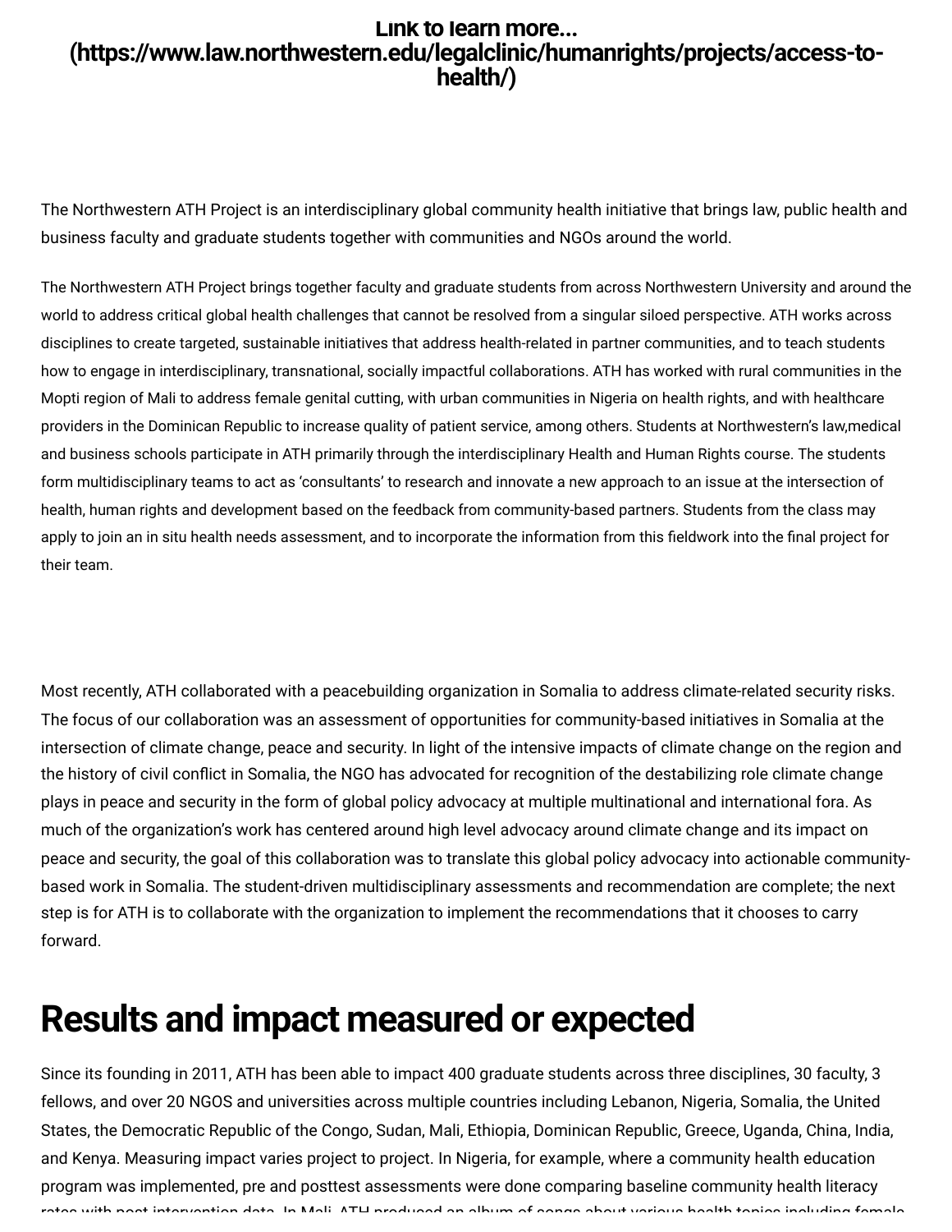**Link to learn more... (https://www.law.northwestern.edu/legalclinic/humanrights/projects/access-to-health/)**

The Northwestern ATH Project is an interdisciplinary global community health initiative that brings law, public health and business faculty and graduate students together with communities and NGOs around the world.

The Northwestern ATH Project brings together faculty and graduate students from across Northwestern University and around the world to address critical global health challenges that cannot be resolved from a singular siloed perspective. ATH works across disciplines to create targeted, sustainable initiatives that address health-related in partner communities, and to teach students how to engage in interdisciplinary, transnational, socially impactful collaborations. ATH has worked with rural communities in the Mopti region of Mali to address female genital cutting, with urban communities in Nigeria on health rights, and with healthcare providers in the Dominican Republic to increase quality of patient service, among others. Students at Northwestern's law,medical and business schools participate in ATH primarily through the interdisciplinary Health and Human Rights course. The students form multidisciplinary teams to act as 'consultants' to research and innovate a new approach to an issue at the intersection of health, human rights and development based on the feedback from community-based partners. Students from the class may apply to join an in situ health needs assessment, and to incorporate the information from this fieldwork into the final project for their team.

Most recently, ATH collaborated with a peacebuilding organization in Somalia to address climate-related security risks. The focus of our collaboration was an assessment of opportunities for community-based initiatives in Somalia at the intersection of climate change, peace and security. In light of the intensive impacts of climate change on the region and the history of civil conflict in Somalia, the NGO has advocated for recognition of the destabilizing role climate change plays in peace and security in the form of global policy advocacy at multiple multinational and international fora. As much of the organization's work has centered around high level advocacy around climate change and its impact on peace and security, the goal of this collaboration was to translate this global policy advocacy into actionable community-based work in Somalia. The student-driven multidisciplinary assessments and recommendation are complete; the next step is for ATH is to collaborate with the organization to implement the recommendations that it chooses to carry forward.

# Results and impact measured or expected

Since its founding in 2011, ATH has been able to impact 400 graduate students across three disciplines, 30 faculty, 3 fellows, and over 20 NGOS and universities across multiple countries including Lebanon, Nigeria, Somalia, the United States, the Democratic Republic of the Congo, Sudan, Mali, Ethiopia, Dominican Republic, Greece, Uganda, China, India, and Kenya. Measuring impact varies project to project. In Nigeria, for example, where a community health education program was implemented, pre and posttest assessments were done comparing baseline community health literacy rates with post-intervention data. In Mali, ATH produced an album of songs about various health topics including female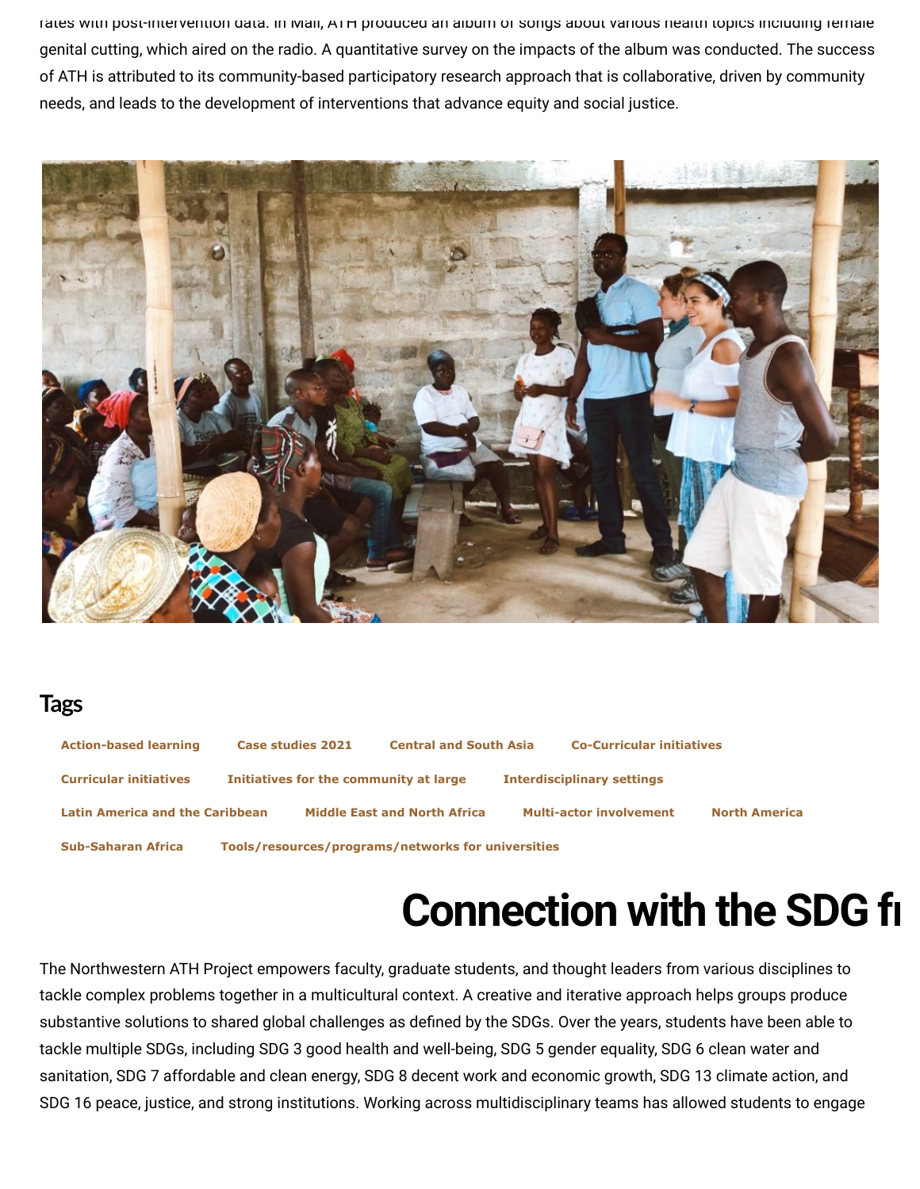rates with post-intervention data. In Mali, ATH produced an album of songs about various health topics including female genital cutting, which aired on the radio. A quantitative survey on the impacts of the album was conducted. The success of ATH is attributed to its community-based participatory research approach that is collaborative, driven by community needs, and leads to the development of interventions that advance equity and social justice.

## Tags

Action-based learning | Case studies 2021 | Central and South Asia | Co-Curricular initiatives | Curricular initiatives | Initiatives for the community at large | Interdisciplinary settings | Latin America and the Caribbean | Middle East and North Africa | Multi-actor involvement | North America | Sub-Saharan Africa | Tools/resources/programs/networks for universities

# Connection with the SDG fı

The Northwestern ATH Project empowers faculty, graduate students, and thought leaders from various disciplines to tackle complex problems together in a multicultural context. A creative and iterative approach helps groups produce substantive solutions to shared global challenges as defined by the SDGs. Over the years, students have been able to tackle multiple SDGs, including SDG 3 good health and well-being, SDG 5 gender equality, SDG 6 clean water and sanitation, SDG 7 affordable and clean energy, SDG 8 decent work and economic growth, SDG 13 climate action, and SDG 16 peace, justice, and strong institutions. Working across multidisciplinary teams has allowed students to engage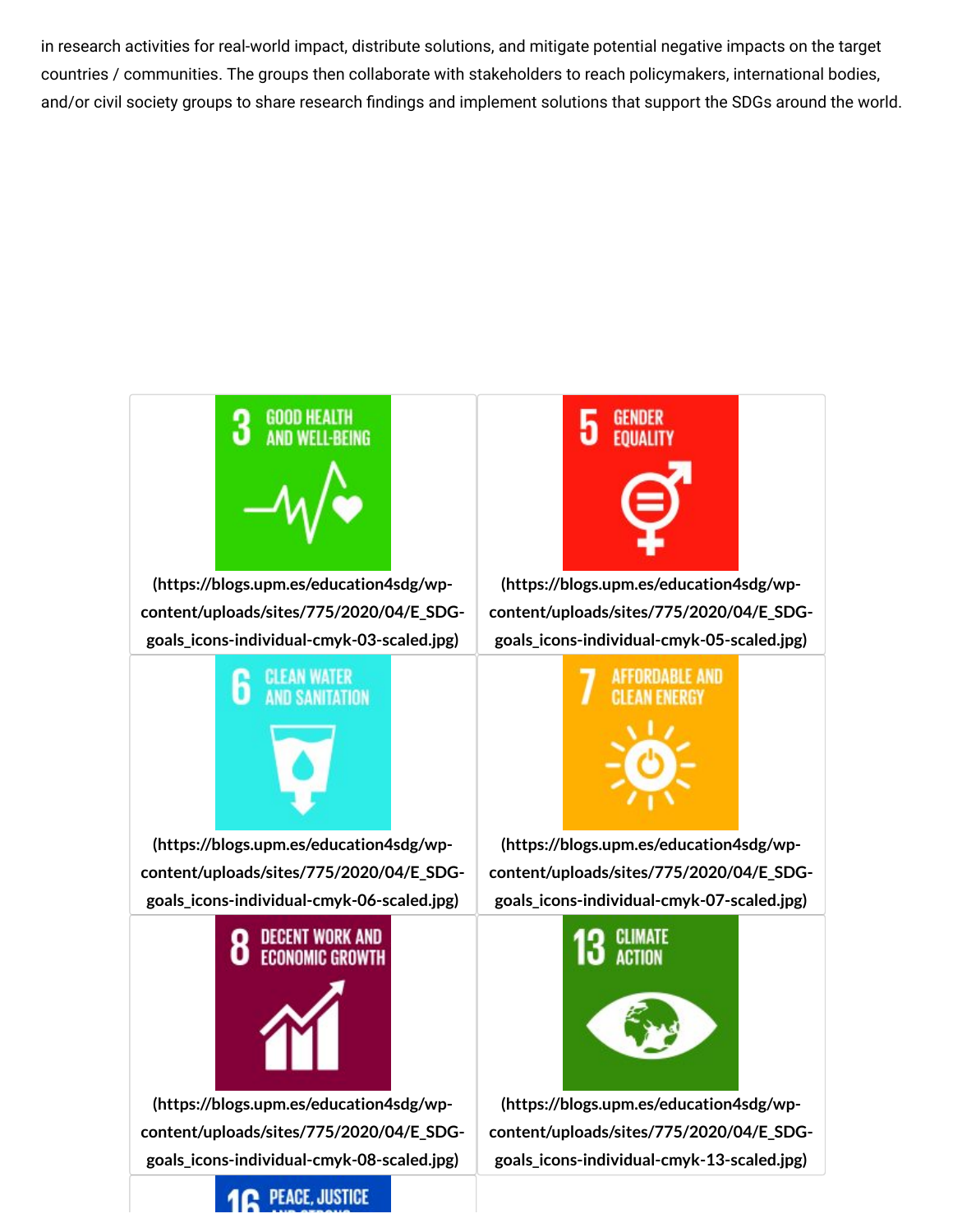in research activities for real-world impact, distribute solutions, and mitigate potential negative impacts on the target countries / communities. The groups then collaborate with stakeholders to reach policymakers, international bodies, and/or civil society groups to share research findings and implement solutions that support the SDGs around the world.

| | |
|---|---|
| 3 GOOD HEALTH AND WELL-BEING<br>**(https://blogs.upm.es/education4sdg/wp-content/uploads/sites/775/2020/04/E_SDG-goals_icons-individual-cmyk-03-scaled.jpg)** | 5 GENDER EQUALITY<br>**(https://blogs.upm.es/education4sdg/wp-content/uploads/sites/775/2020/04/E_SDG-goals_icons-individual-cmyk-05-scaled.jpg)** |
| 6 CLEAN WATER AND SANITATION<br>**(https://blogs.upm.es/education4sdg/wp-content/uploads/sites/775/2020/04/E_SDG-goals_icons-individual-cmyk-06-scaled.jpg)** | 7 AFFORDABLE AND CLEAN ENERGY<br>**(https://blogs.upm.es/education4sdg/wp-content/uploads/sites/775/2020/04/E_SDG-goals_icons-individual-cmyk-07-scaled.jpg)** |
| 8 DECENT WORK AND ECONOMIC GROWTH<br>**(https://blogs.upm.es/education4sdg/wp-content/uploads/sites/775/2020/04/E_SDG-goals_icons-individual-cmyk-08-scaled.jpg)** | 13 CLIMATE ACTION<br>**(https://blogs.upm.es/education4sdg/wp-content/uploads/sites/775/2020/04/E_SDG-goals_icons-individual-cmyk-13-scaled.jpg)** |
| 16 PEACE, JUSTICE | |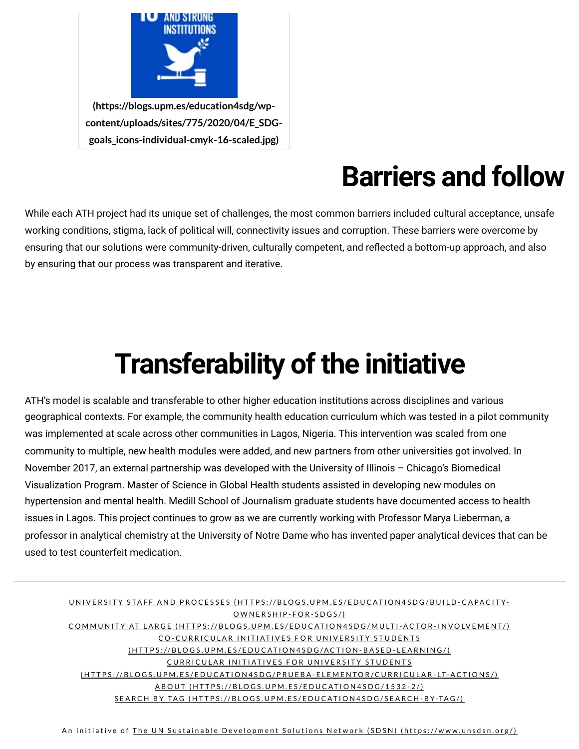(https://blogs.upm.es/education4sdg/wp-content/uploads/sites/775/2020/04/E_SDG-goals_icons-individual-cmyk-16-scaled.jpg)

# Barriers and follow

While each ATH project had its unique set of challenges, the most common barriers included cultural acceptance, unsafe working conditions, stigma, lack of political will, connectivity issues and corruption. These barriers were overcome by ensuring that our solutions were community-driven, culturally competent, and reflected a bottom-up approach, and also by ensuring that our process was transparent and iterative.

# Transferability of the initiative

ATH's model is scalable and transferable to other higher education institutions across disciplines and various geographical contexts. For example, the community health education curriculum which was tested in a pilot community was implemented at scale across other communities in Lagos, Nigeria. This intervention was scaled from one community to multiple, new health modules were added, and new partners from other universities got involved. In November 2017, an external partnership was developed with the University of Illinois – Chicago's Biomedical Visualization Program. Master of Science in Global Health students assisted in developing new modules on hypertension and mental health. Medill School of Journalism graduate students have documented access to health issues in Lagos. This project continues to grow as we are currently working with Professor Marya Lieberman, a professor in analytical chemistry at the University of Notre Dame who has invented paper analytical devices that can be used to test counterfeit medication.

---

UNIVERSITY STAFF AND PROCESSES (HTTPS://BLOGS.UPM.ES/EDUCATION4SDG/BUILD-CAPACITY-OWNERSHIP-FOR-SDGS/)
COMMUNITY AT LARGE (HTTPS://BLOGS.UPM.ES/EDUCATION4SDG/MULTI-ACTOR-INVOLVEMENT/)
CO-CURRICULAR INITIATIVES FOR UNIVERSITY STUDENTS (HTTPS://BLOGS.UPM.ES/EDUCATION4SDG/ACTION-BASED-LEARNING/)
CURRICULAR INITIATIVES FOR UNIVERSITY STUDENTS (HTTPS://BLOGS.UPM.ES/EDUCATION4SDG/PRUEBA-ELEMENTOR/CURRICULAR-LT-ACTIONS/)
ABOUT (HTTPS://BLOGS.UPM.ES/EDUCATION4SDG/1532-2/)
SEARCH BY TAG (HTTPS://BLOGS.UPM.ES/EDUCATION4SDG/SEARCH-BY-TAG/)

An initiative of The UN Sustainable Development Solutions Network (SDSN) (https://www.unsdsn.org/)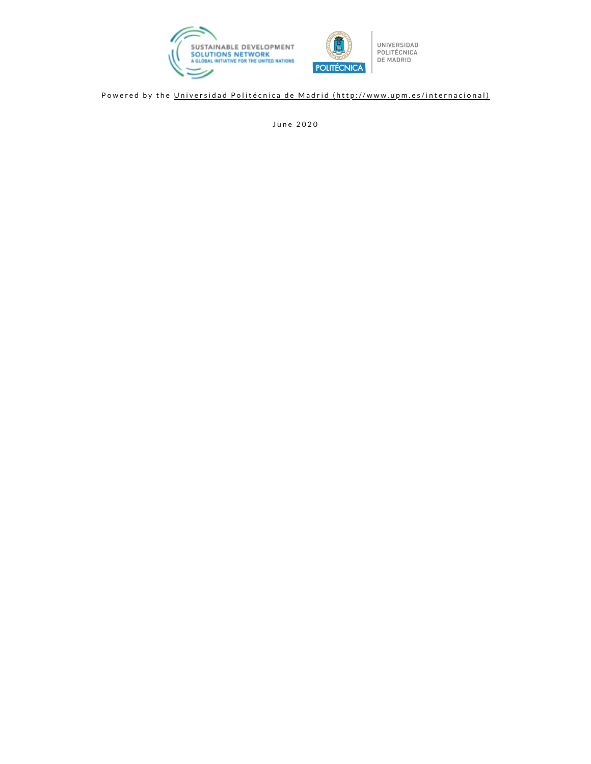Powered by the Universidad Politécnica de Madrid (http://www.upm.es/internacional)

June 2020